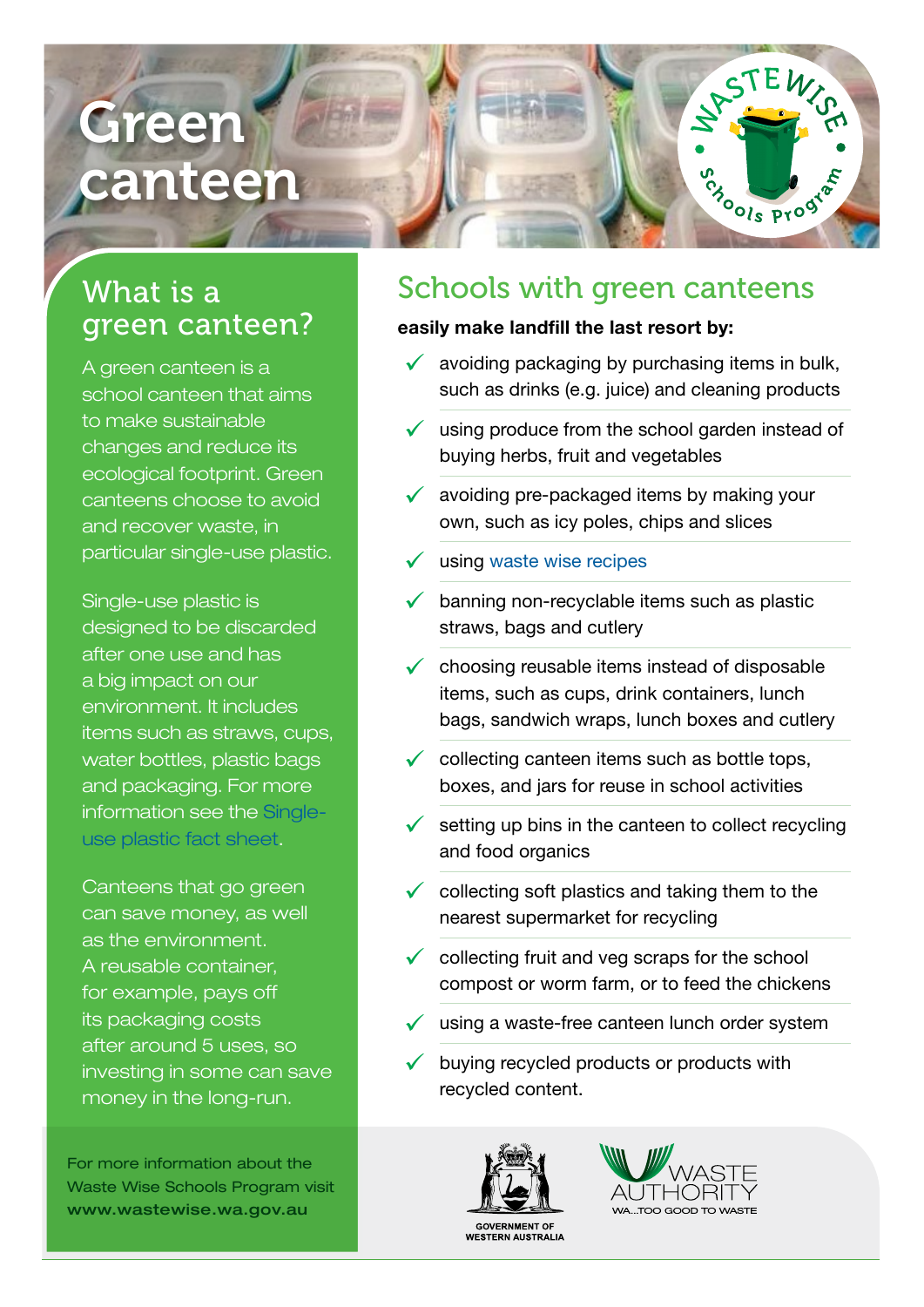# Green canteen

## What is a green canteen?

A green canteen is a school canteen that aims to make sustainable changes and reduce its ecological footprint. Green canteens choose to avoid and recover waste, in particular single-use plastic.

Single-use plastic is designed to be discarded after one use and has a big impact on our environment. It includes items such as straws, cups, water bottles, plastic bags and packaging. For more information see the Single-use plastic fact sheet.

Canteens that go green can save money, as well as the environment. A reusable container, for example, pays off its packaging costs after around 5 uses, so investing in some can save money in the long-run.

For more information about the Waste Wise Schools Program visit **www.wastewise.wa.gov.au**

## Schools with green canteens

**easily make landfill the last resort by:**

- ✓ avoiding packaging by purchasing items in bulk, such as drinks (e.g. juice) and cleaning products
- ✓ using produce from the school garden instead of buying herbs, fruit and vegetables
- ✓ avoiding pre-packaged items by making your own, such as icy poles, chips and slices
- ✓ using waste wise recipes
- ✓ banning non-recyclable items such as plastic straws, bags and cutlery
- ✓ choosing reusable items instead of disposable items, such as cups, drink containers, lunch bags, sandwich wraps, lunch boxes and cutlery
- ✓ collecting canteen items such as bottle tops, boxes, and jars for reuse in school activities
- ✓ setting up bins in the canteen to collect recycling and food organics
- ✓ collecting soft plastics and taking them to the nearest supermarket for recycling
- ✓ collecting fruit and veg scraps for the school compost or worm farm, or to feed the chickens
- ✓ using a waste-free canteen lunch order system
- ✓ buying recycled products or products with recycled content.

GOVERNMENT OF WESTERN AUSTRALIA

WASTE AUTHORITY
WA...TOO GOOD TO WASTE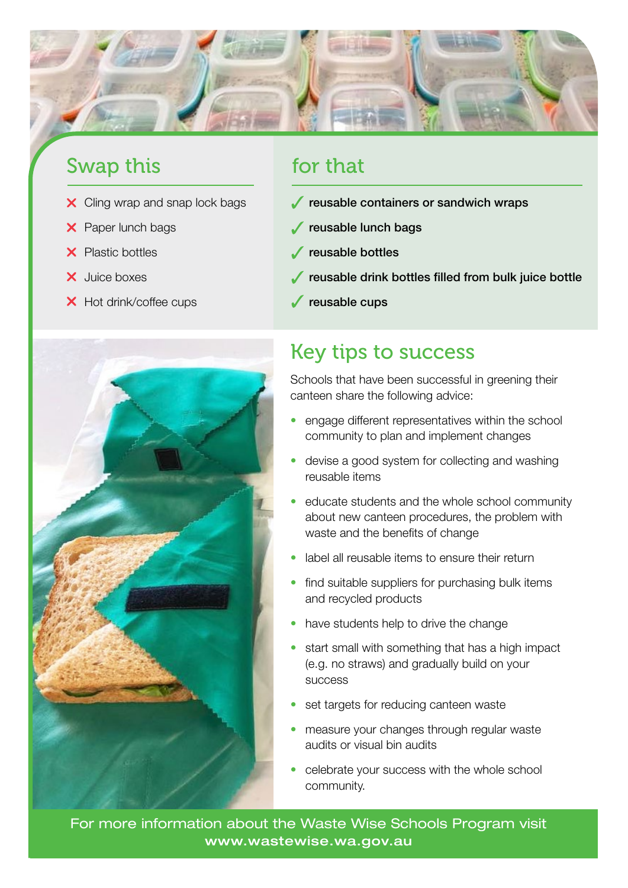## Swap this

- ✗ Cling wrap and snap lock bags
- ✗ Paper lunch bags
- ✗ Plastic bottles
- ✗ Juice boxes
- ✗ Hot drink/coffee cups

## for that

- ✓ **reusable containers or sandwich wraps**
- ✓ **reusable lunch bags**
- ✓ **reusable bottles**
- ✓ **reusable drink bottles filled from bulk juice bottle**
- ✓ **reusable cups**

## Key tips to success

Schools that have been successful in greening their canteen share the following advice:

- engage different representatives within the school community to plan and implement changes
- devise a good system for collecting and washing reusable items
- educate students and the whole school community about new canteen procedures, the problem with waste and the benefits of change
- label all reusable items to ensure their return
- find suitable suppliers for purchasing bulk items and recycled products
- have students help to drive the change
- start small with something that has a high impact (e.g. no straws) and gradually build on your success
- set targets for reducing canteen waste
- measure your changes through regular waste audits or visual bin audits
- celebrate your success with the whole school community.

For more information about the Waste Wise Schools Program visit **www.wastewise.wa.gov.au**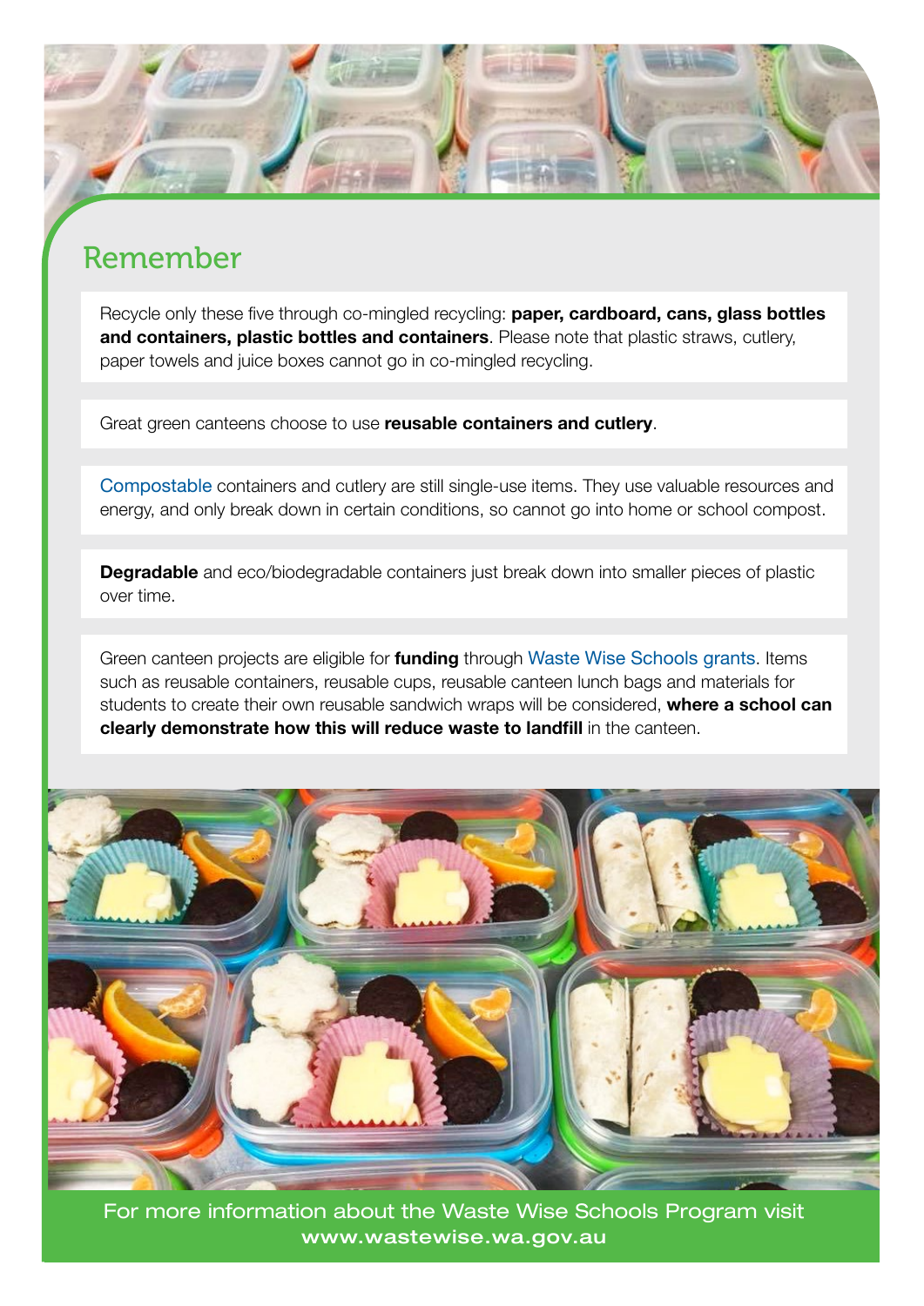## Remember

Recycle only these five through co-mingled recycling: **paper, cardboard, cans, glass bottles and containers, plastic bottles and containers**. Please note that plastic straws, cutlery, paper towels and juice boxes cannot go in co-mingled recycling.

Great green canteens choose to use **reusable containers and cutlery**.

Compostable containers and cutlery are still single-use items. They use valuable resources and energy, and only break down in certain conditions, so cannot go into home or school compost.

**Degradable** and eco/biodegradable containers just break down into smaller pieces of plastic over time.

Green canteen projects are eligible for **funding** through Waste Wise Schools grants. Items such as reusable containers, reusable cups, reusable canteen lunch bags and materials for students to create their own reusable sandwich wraps will be considered, **where a school can clearly demonstrate how this will reduce waste to landfill** in the canteen.

For more information about the Waste Wise Schools Program visit **www.wastewise.wa.gov.au**